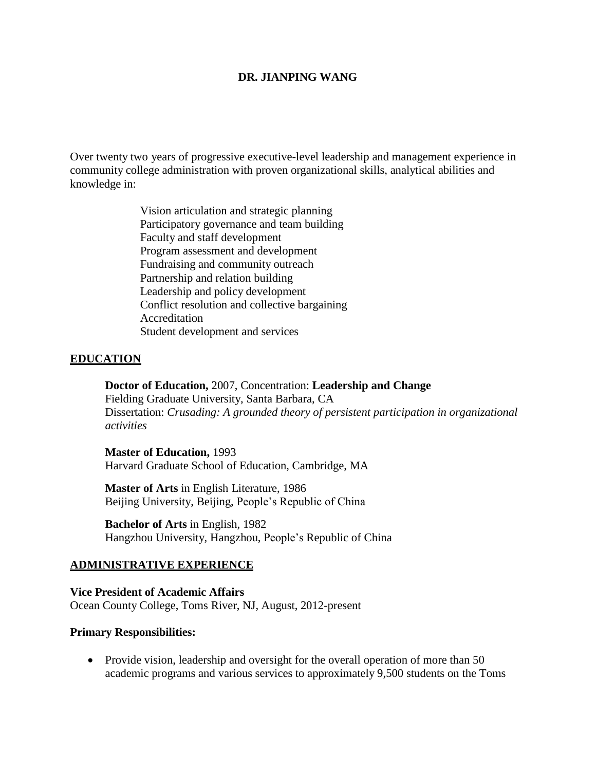# DR. JIANPING WANG

Over twenty two years of progressive executive-level leadership and management experience in community college administration with proven organizational skills, analytical abilities and knowledge in:

Vision articulation and strategic planning
Participatory governance and team building
Faculty and staff development
Program assessment and development
Fundraising and community outreach
Partnership and relation building
Leadership and policy development
Conflict resolution and collective bargaining
Accreditation
Student development and services

## EDUCATION

**Doctor of Education,** 2007, Concentration: **Leadership and Change**
Fielding Graduate University, Santa Barbara, CA
Dissertation: *Crusading: A grounded theory of persistent participation in organizational activities*

**Master of Education,** 1993
Harvard Graduate School of Education, Cambridge, MA

**Master of Arts** in English Literature, 1986
Beijing University, Beijing, People's Republic of China

**Bachelor of Arts** in English, 1982
Hangzhou University, Hangzhou, People's Republic of China

## ADMINISTRATIVE EXPERIENCE

**Vice President of Academic Affairs**
Ocean County College, Toms River, NJ, August, 2012-present

**Primary Responsibilities:**

- Provide vision, leadership and oversight for the overall operation of more than 50 academic programs and various services to approximately 9,500 students on the Toms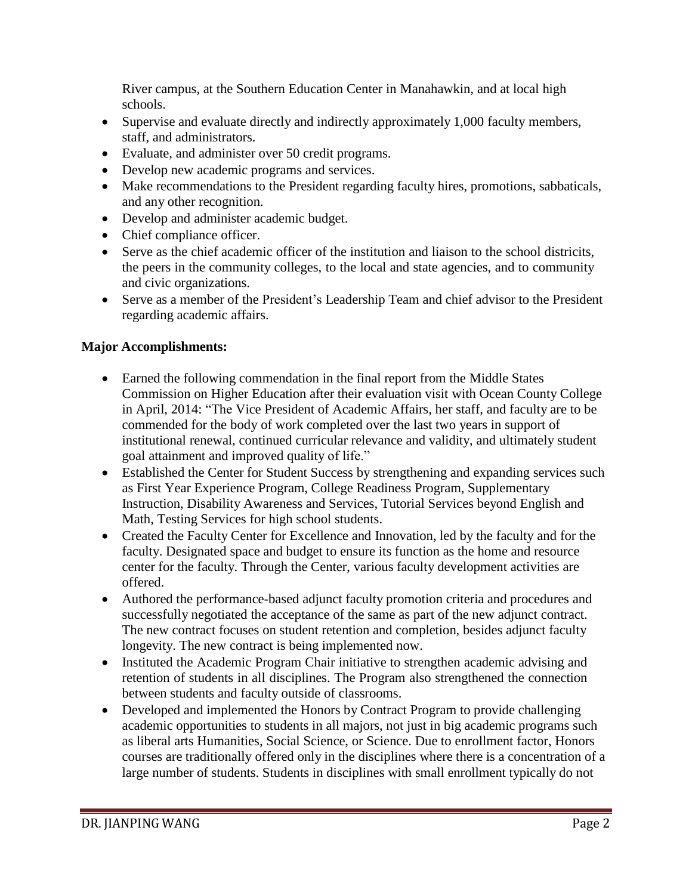River campus, at the Southern Education Center in Manahawkin, and at local high schools.

- Supervise and evaluate directly and indirectly approximately 1,000 faculty members, staff, and administrators.
- Evaluate, and administer over 50 credit programs.
- Develop new academic programs and services.
- Make recommendations to the President regarding faculty hires, promotions, sabbaticals, and any other recognition.
- Develop and administer academic budget.
- Chief compliance officer.
- Serve as the chief academic officer of the institution and liaison to the school districits, the peers in the community colleges, to the local and state agencies, and to community and civic organizations.
- Serve as a member of the President's Leadership Team and chief advisor to the President regarding academic affairs.

**Major Accomplishments:**

- Earned the following commendation in the final report from the Middle States Commission on Higher Education after their evaluation visit with Ocean County College in April, 2014: "The Vice President of Academic Affairs, her staff, and faculty are to be commended for the body of work completed over the last two years in support of institutional renewal, continued curricular relevance and validity, and ultimately student goal attainment and improved quality of life."
- Established the Center for Student Success by strengthening and expanding services such as First Year Experience Program, College Readiness Program, Supplementary Instruction, Disability Awareness and Services, Tutorial Services beyond English and Math, Testing Services for high school students.
- Created the Faculty Center for Excellence and Innovation, led by the faculty and for the faculty. Designated space and budget to ensure its function as the home and resource center for the faculty. Through the Center, various faculty development activities are offered.
- Authored the performance-based adjunct faculty promotion criteria and procedures and successfully negotiated the acceptance of the same as part of the new adjunct contract. The new contract focuses on student retention and completion, besides adjunct faculty longevity. The new contract is being implemented now.
- Instituted the Academic Program Chair initiative to strengthen academic advising and retention of students in all disciplines. The Program also strengthened the connection between students and faculty outside of classrooms.
- Developed and implemented the Honors by Contract Program to provide challenging academic opportunities to students in all majors, not just in big academic programs such as liberal arts Humanities, Social Science, or Science. Due to enrollment factor, Honors courses are traditionally offered only in the disciplines where there is a concentration of a large number of students. Students in disciplines with small enrollment typically do not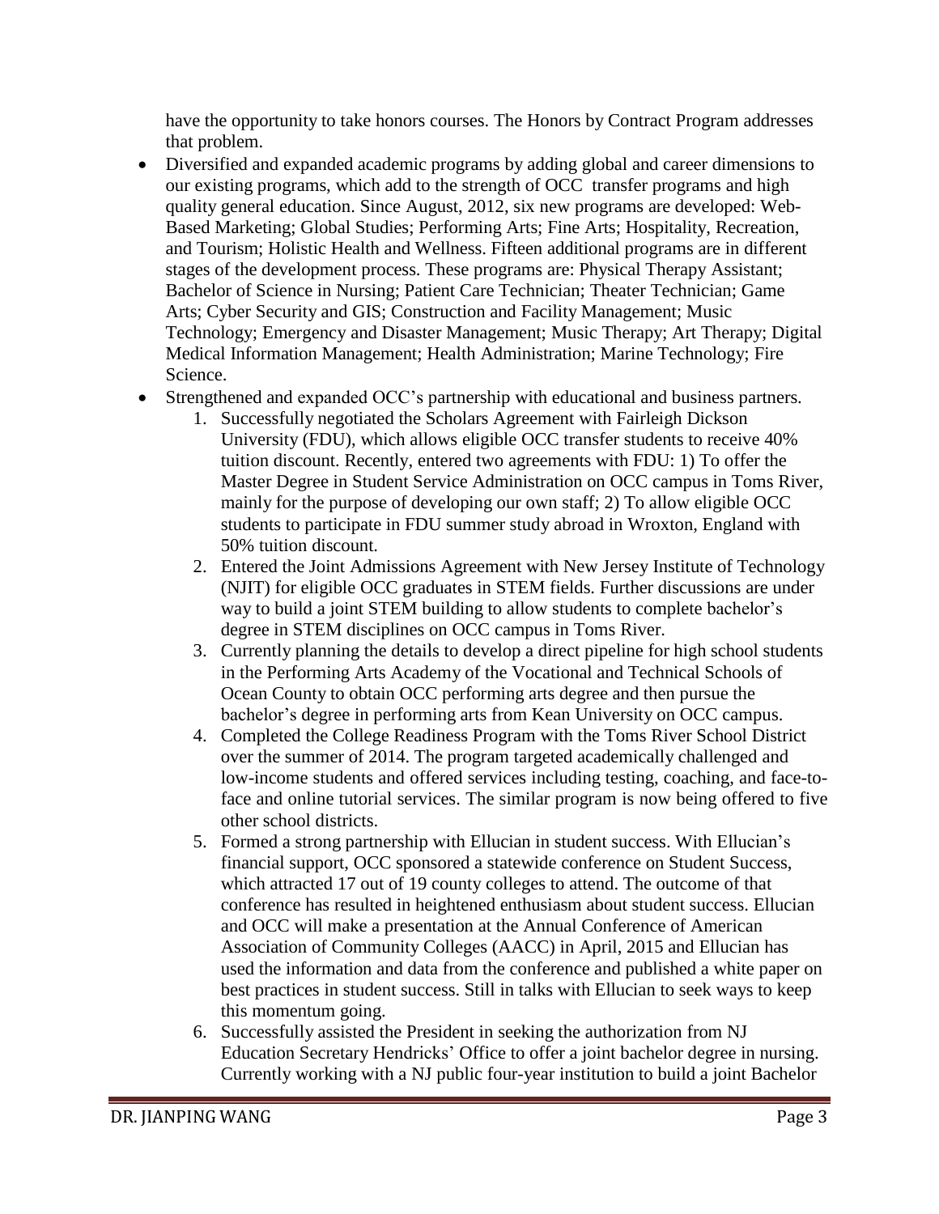have the opportunity to take honors courses. The Honors by Contract Program addresses that problem.

- Diversified and expanded academic programs by adding global and career dimensions to our existing programs, which add to the strength of OCC transfer programs and high quality general education. Since August, 2012, six new programs are developed: Web-Based Marketing; Global Studies; Performing Arts; Fine Arts; Hospitality, Recreation, and Tourism; Holistic Health and Wellness. Fifteen additional programs are in different stages of the development process. These programs are: Physical Therapy Assistant; Bachelor of Science in Nursing; Patient Care Technician; Theater Technician; Game Arts; Cyber Security and GIS; Construction and Facility Management; Music Technology; Emergency and Disaster Management; Music Therapy; Art Therapy; Digital Medical Information Management; Health Administration; Marine Technology; Fire Science.
- Strengthened and expanded OCC's partnership with educational and business partners.
    1. Successfully negotiated the Scholars Agreement with Fairleigh Dickson University (FDU), which allows eligible OCC transfer students to receive 40% tuition discount. Recently, entered two agreements with FDU: 1) To offer the Master Degree in Student Service Administration on OCC campus in Toms River, mainly for the purpose of developing our own staff; 2) To allow eligible OCC students to participate in FDU summer study abroad in Wroxton, England with 50% tuition discount.
    2. Entered the Joint Admissions Agreement with New Jersey Institute of Technology (NJIT) for eligible OCC graduates in STEM fields. Further discussions are under way to build a joint STEM building to allow students to complete bachelor's degree in STEM disciplines on OCC campus in Toms River.
    3. Currently planning the details to develop a direct pipeline for high school students in the Performing Arts Academy of the Vocational and Technical Schools of Ocean County to obtain OCC performing arts degree and then pursue the bachelor's degree in performing arts from Kean University on OCC campus.
    4. Completed the College Readiness Program with the Toms River School District over the summer of 2014. The program targeted academically challenged and low-income students and offered services including testing, coaching, and face-to-face and online tutorial services. The similar program is now being offered to five other school districts.
    5. Formed a strong partnership with Ellucian in student success. With Ellucian's financial support, OCC sponsored a statewide conference on Student Success, which attracted 17 out of 19 county colleges to attend. The outcome of that conference has resulted in heightened enthusiasm about student success. Ellucian and OCC will make a presentation at the Annual Conference of American Association of Community Colleges (AACC) in April, 2015 and Ellucian has used the information and data from the conference and published a white paper on best practices in student success. Still in talks with Ellucian to seek ways to keep this momentum going.
    6. Successfully assisted the President in seeking the authorization from NJ Education Secretary Hendricks' Office to offer a joint bachelor degree in nursing. Currently working with a NJ public four-year institution to build a joint Bachelor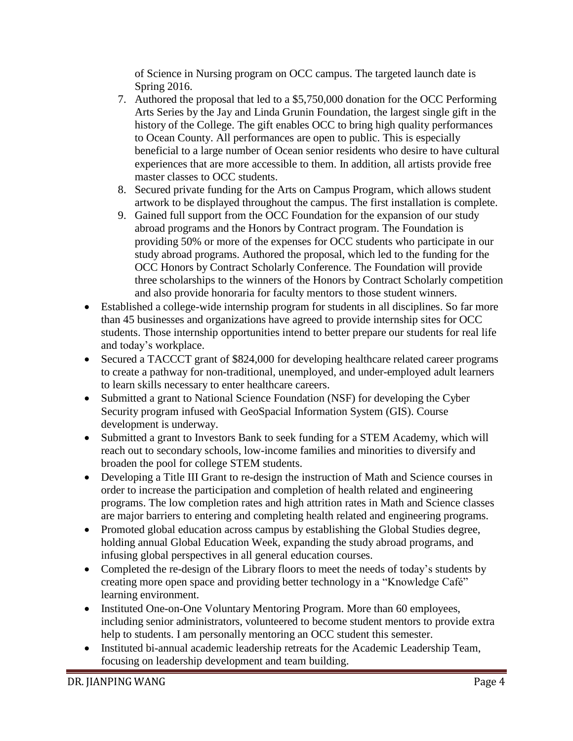of Science in Nursing program on OCC campus. The targeted launch date is Spring 2016.

7. Authored the proposal that led to a $5,750,000 donation for the OCC Performing Arts Series by the Jay and Linda Grunin Foundation, the largest single gift in the history of the College. The gift enables OCC to bring high quality performances to Ocean County. All performances are open to public. This is especially beneficial to a large number of Ocean senior residents who desire to have cultural experiences that are more accessible to them. In addition, all artists provide free master classes to OCC students.
8. Secured private funding for the Arts on Campus Program, which allows student artwork to be displayed throughout the campus. The first installation is complete.
9. Gained full support from the OCC Foundation for the expansion of our study abroad programs and the Honors by Contract program. The Foundation is providing 50% or more of the expenses for OCC students who participate in our study abroad programs. Authored the proposal, which led to the funding for the OCC Honors by Contract Scholarly Conference. The Foundation will provide three scholarships to the winners of the Honors by Contract Scholarly competition and also provide honoraria for faculty mentors to those student winners.

- Established a college-wide internship program for students in all disciplines. So far more than 45 businesses and organizations have agreed to provide internship sites for OCC students. Those internship opportunities intend to better prepare our students for real life and today's workplace.
- Secured a TACCCT grant of $824,000 for developing healthcare related career programs to create a pathway for non-traditional, unemployed, and under-employed adult learners to learn skills necessary to enter healthcare careers.
- Submitted a grant to National Science Foundation (NSF) for developing the Cyber Security program infused with GeoSpacial Information System (GIS). Course development is underway.
- Submitted a grant to Investors Bank to seek funding for a STEM Academy, which will reach out to secondary schools, low-income families and minorities to diversify and broaden the pool for college STEM students.
- Developing a Title III Grant to re-design the instruction of Math and Science courses in order to increase the participation and completion of health related and engineering programs. The low completion rates and high attrition rates in Math and Science classes are major barriers to entering and completing health related and engineering programs.
- Promoted global education across campus by establishing the Global Studies degree, holding annual Global Education Week, expanding the study abroad programs, and infusing global perspectives in all general education courses.
- Completed the re-design of the Library floors to meet the needs of today's students by creating more open space and providing better technology in a "Knowledge Café" learning environment.
- Instituted One-on-One Voluntary Mentoring Program. More than 60 employees, including senior administrators, volunteered to become student mentors to provide extra help to students. I am personally mentoring an OCC student this semester.
- Instituted bi-annual academic leadership retreats for the Academic Leadership Team, focusing on leadership development and team building.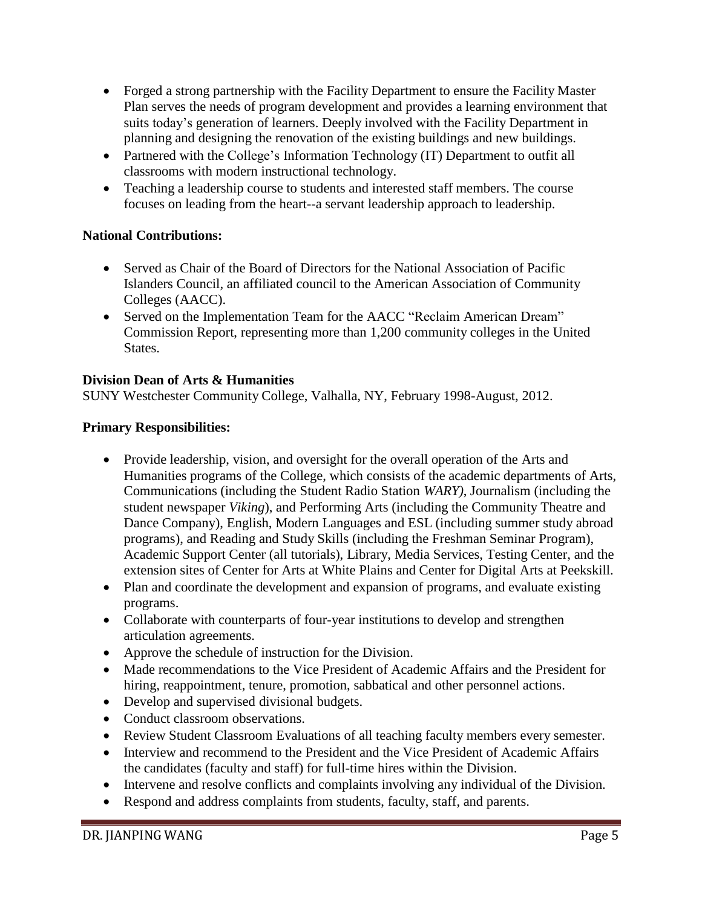- Forged a strong partnership with the Facility Department to ensure the Facility Master Plan serves the needs of program development and provides a learning environment that suits today's generation of learners. Deeply involved with the Facility Department in planning and designing the renovation of the existing buildings and new buildings.
- Partnered with the College's Information Technology (IT) Department to outfit all classrooms with modern instructional technology.
- Teaching a leadership course to students and interested staff members. The course focuses on leading from the heart--a servant leadership approach to leadership.

**National Contributions:**

- Served as Chair of the Board of Directors for the National Association of Pacific Islanders Council, an affiliated council to the American Association of Community Colleges (AACC).
- Served on the Implementation Team for the AACC "Reclaim American Dream" Commission Report, representing more than 1,200 community colleges in the United States.

**Division Dean of Arts & Humanities**
SUNY Westchester Community College, Valhalla, NY, February 1998-August, 2012.

**Primary Responsibilities:**

- Provide leadership, vision, and oversight for the overall operation of the Arts and Humanities programs of the College, which consists of the academic departments of Arts, Communications (including the Student Radio Station *WARY)*, Journalism (including the student newspaper *Viking*), and Performing Arts (including the Community Theatre and Dance Company), English, Modern Languages and ESL (including summer study abroad programs), and Reading and Study Skills (including the Freshman Seminar Program), Academic Support Center (all tutorials), Library, Media Services, Testing Center, and the extension sites of Center for Arts at White Plains and Center for Digital Arts at Peekskill.
- Plan and coordinate the development and expansion of programs, and evaluate existing programs.
- Collaborate with counterparts of four-year institutions to develop and strengthen articulation agreements.
- Approve the schedule of instruction for the Division.
- Made recommendations to the Vice President of Academic Affairs and the President for hiring, reappointment, tenure, promotion, sabbatical and other personnel actions.
- Develop and supervised divisional budgets.
- Conduct classroom observations.
- Review Student Classroom Evaluations of all teaching faculty members every semester.
- Interview and recommend to the President and the Vice President of Academic Affairs the candidates (faculty and staff) for full-time hires within the Division.
- Intervene and resolve conflicts and complaints involving any individual of the Division.
- Respond and address complaints from students, faculty, staff, and parents.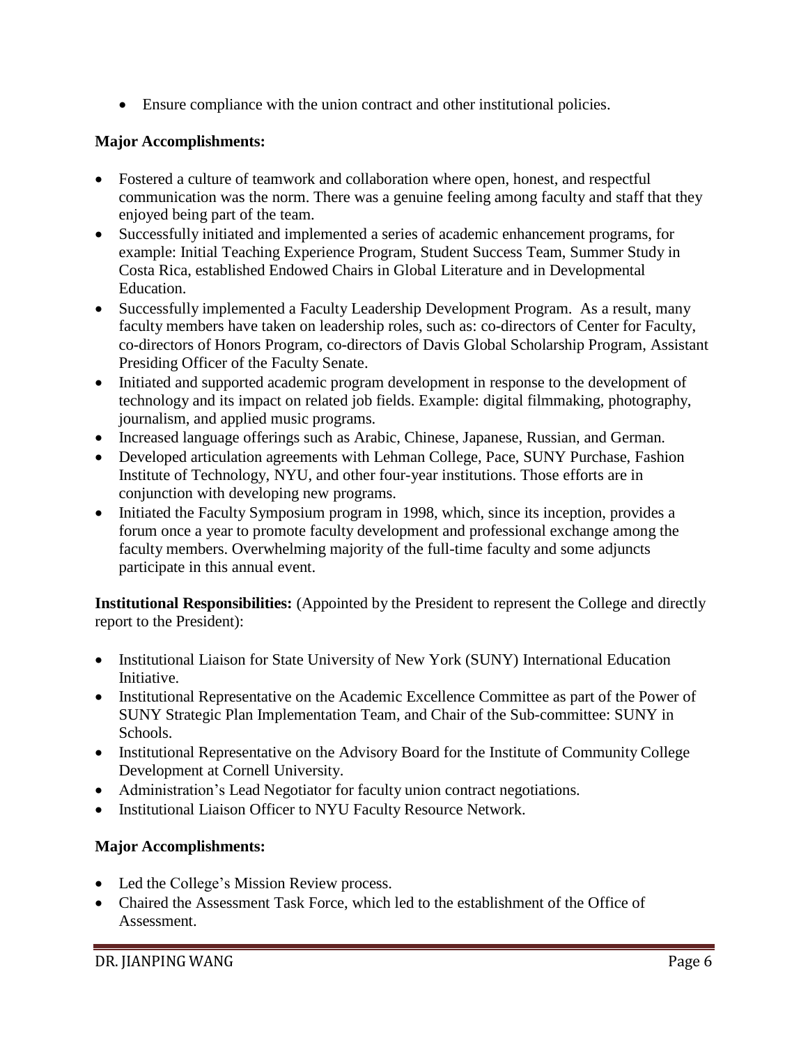- Ensure compliance with the union contract and other institutional policies.

**Major Accomplishments:**

- Fostered a culture of teamwork and collaboration where open, honest, and respectful communication was the norm. There was a genuine feeling among faculty and staff that they enjoyed being part of the team.
- Successfully initiated and implemented a series of academic enhancement programs, for example: Initial Teaching Experience Program, Student Success Team, Summer Study in Costa Rica, established Endowed Chairs in Global Literature and in Developmental Education.
- Successfully implemented a Faculty Leadership Development Program. As a result, many faculty members have taken on leadership roles, such as: co-directors of Center for Faculty, co-directors of Honors Program, co-directors of Davis Global Scholarship Program, Assistant Presiding Officer of the Faculty Senate.
- Initiated and supported academic program development in response to the development of technology and its impact on related job fields. Example: digital filmmaking, photography, journalism, and applied music programs.
- Increased language offerings such as Arabic, Chinese, Japanese, Russian, and German.
- Developed articulation agreements with Lehman College, Pace, SUNY Purchase, Fashion Institute of Technology, NYU, and other four-year institutions. Those efforts are in conjunction with developing new programs.
- Initiated the Faculty Symposium program in 1998, which, since its inception, provides a forum once a year to promote faculty development and professional exchange among the faculty members. Overwhelming majority of the full-time faculty and some adjuncts participate in this annual event.

**Institutional Responsibilities:** (Appointed by the President to represent the College and directly report to the President):

- Institutional Liaison for State University of New York (SUNY) International Education Initiative.
- Institutional Representative on the Academic Excellence Committee as part of the Power of SUNY Strategic Plan Implementation Team, and Chair of the Sub-committee: SUNY in Schools.
- Institutional Representative on the Advisory Board for the Institute of Community College Development at Cornell University.
- Administration's Lead Negotiator for faculty union contract negotiations.
- Institutional Liaison Officer to NYU Faculty Resource Network.

**Major Accomplishments:**

- Led the College's Mission Review process.
- Chaired the Assessment Task Force, which led to the establishment of the Office of Assessment.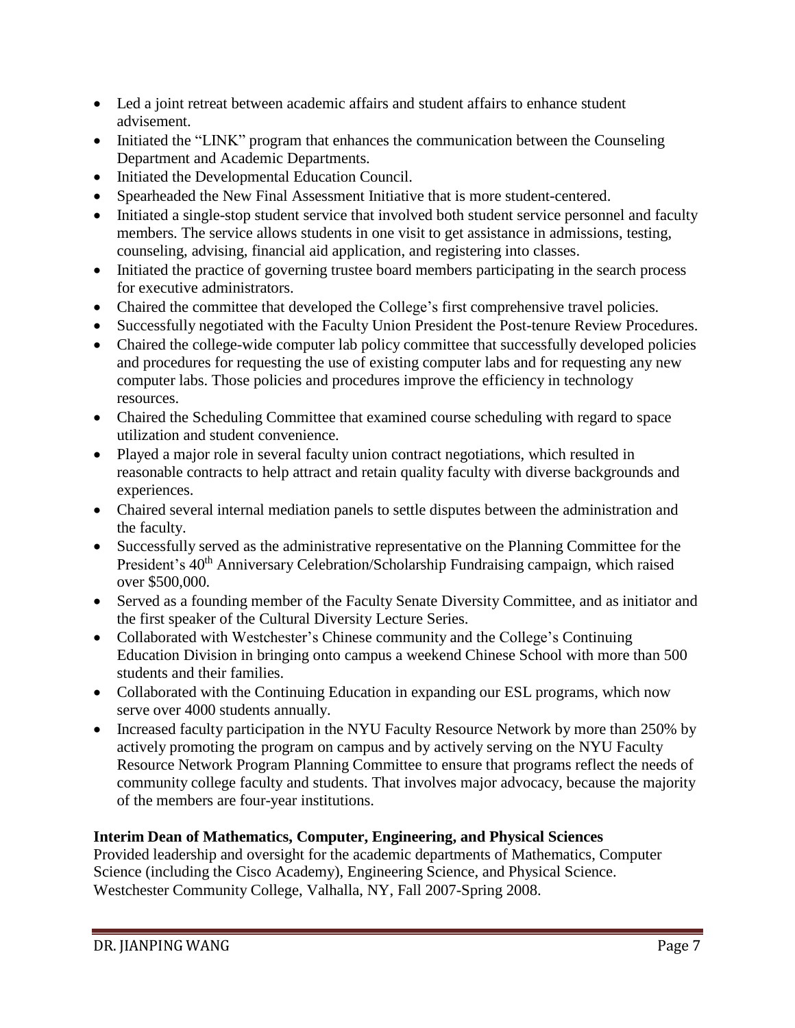- Led a joint retreat between academic affairs and student affairs to enhance student advisement.
- Initiated the "LINK" program that enhances the communication between the Counseling Department and Academic Departments.
- Initiated the Developmental Education Council.
- Spearheaded the New Final Assessment Initiative that is more student-centered.
- Initiated a single-stop student service that involved both student service personnel and faculty members. The service allows students in one visit to get assistance in admissions, testing, counseling, advising, financial aid application, and registering into classes.
- Initiated the practice of governing trustee board members participating in the search process for executive administrators.
- Chaired the committee that developed the College's first comprehensive travel policies.
- Successfully negotiated with the Faculty Union President the Post-tenure Review Procedures.
- Chaired the college-wide computer lab policy committee that successfully developed policies and procedures for requesting the use of existing computer labs and for requesting any new computer labs. Those policies and procedures improve the efficiency in technology resources.
- Chaired the Scheduling Committee that examined course scheduling with regard to space utilization and student convenience.
- Played a major role in several faculty union contract negotiations, which resulted in reasonable contracts to help attract and retain quality faculty with diverse backgrounds and experiences.
- Chaired several internal mediation panels to settle disputes between the administration and the faculty.
- Successfully served as the administrative representative on the Planning Committee for the President's 40th Anniversary Celebration/Scholarship Fundraising campaign, which raised over $500,000.
- Served as a founding member of the Faculty Senate Diversity Committee, and as initiator and the first speaker of the Cultural Diversity Lecture Series.
- Collaborated with Westchester's Chinese community and the College's Continuing Education Division in bringing onto campus a weekend Chinese School with more than 500 students and their families.
- Collaborated with the Continuing Education in expanding our ESL programs, which now serve over 4000 students annually.
- Increased faculty participation in the NYU Faculty Resource Network by more than 250% by actively promoting the program on campus and by actively serving on the NYU Faculty Resource Network Program Planning Committee to ensure that programs reflect the needs of community college faculty and students. That involves major advocacy, because the majority of the members are four-year institutions.

**Interim Dean of Mathematics, Computer, Engineering, and Physical Sciences**
Provided leadership and oversight for the academic departments of Mathematics, Computer Science (including the Cisco Academy), Engineering Science, and Physical Science.
Westchester Community College, Valhalla, NY, Fall 2007-Spring 2008.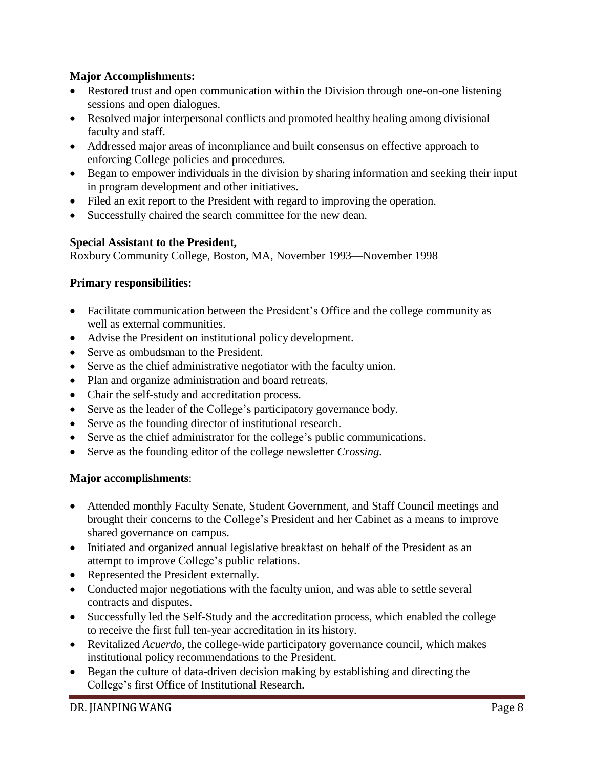**Major Accomplishments:**

- Restored trust and open communication within the Division through one-on-one listening sessions and open dialogues.
- Resolved major interpersonal conflicts and promoted healthy healing among divisional faculty and staff.
- Addressed major areas of incompliance and built consensus on effective approach to enforcing College policies and procedures.
- Began to empower individuals in the division by sharing information and seeking their input in program development and other initiatives.
- Filed an exit report to the President with regard to improving the operation.
- Successfully chaired the search committee for the new dean.

**Special Assistant to the President,**
Roxbury Community College, Boston, MA, November 1993—November 1998

**Primary responsibilities:**

- Facilitate communication between the President's Office and the college community as well as external communities.
- Advise the President on institutional policy development.
- Serve as ombudsman to the President.
- Serve as the chief administrative negotiator with the faculty union.
- Plan and organize administration and board retreats.
- Chair the self-study and accreditation process.
- Serve as the leader of the College's participatory governance body.
- Serve as the founding director of institutional research.
- Serve as the chief administrator for the college's public communications.
- Serve as the founding editor of the college newsletter *Crossing*.

**Major accomplishments**:

- Attended monthly Faculty Senate, Student Government, and Staff Council meetings and brought their concerns to the College's President and her Cabinet as a means to improve shared governance on campus.
- Initiated and organized annual legislative breakfast on behalf of the President as an attempt to improve College's public relations.
- Represented the President externally.
- Conducted major negotiations with the faculty union, and was able to settle several contracts and disputes.
- Successfully led the Self-Study and the accreditation process, which enabled the college to receive the first full ten-year accreditation in its history.
- Revitalized *Acuerdo*, the college-wide participatory governance council, which makes institutional policy recommendations to the President.
- Began the culture of data-driven decision making by establishing and directing the College's first Office of Institutional Research.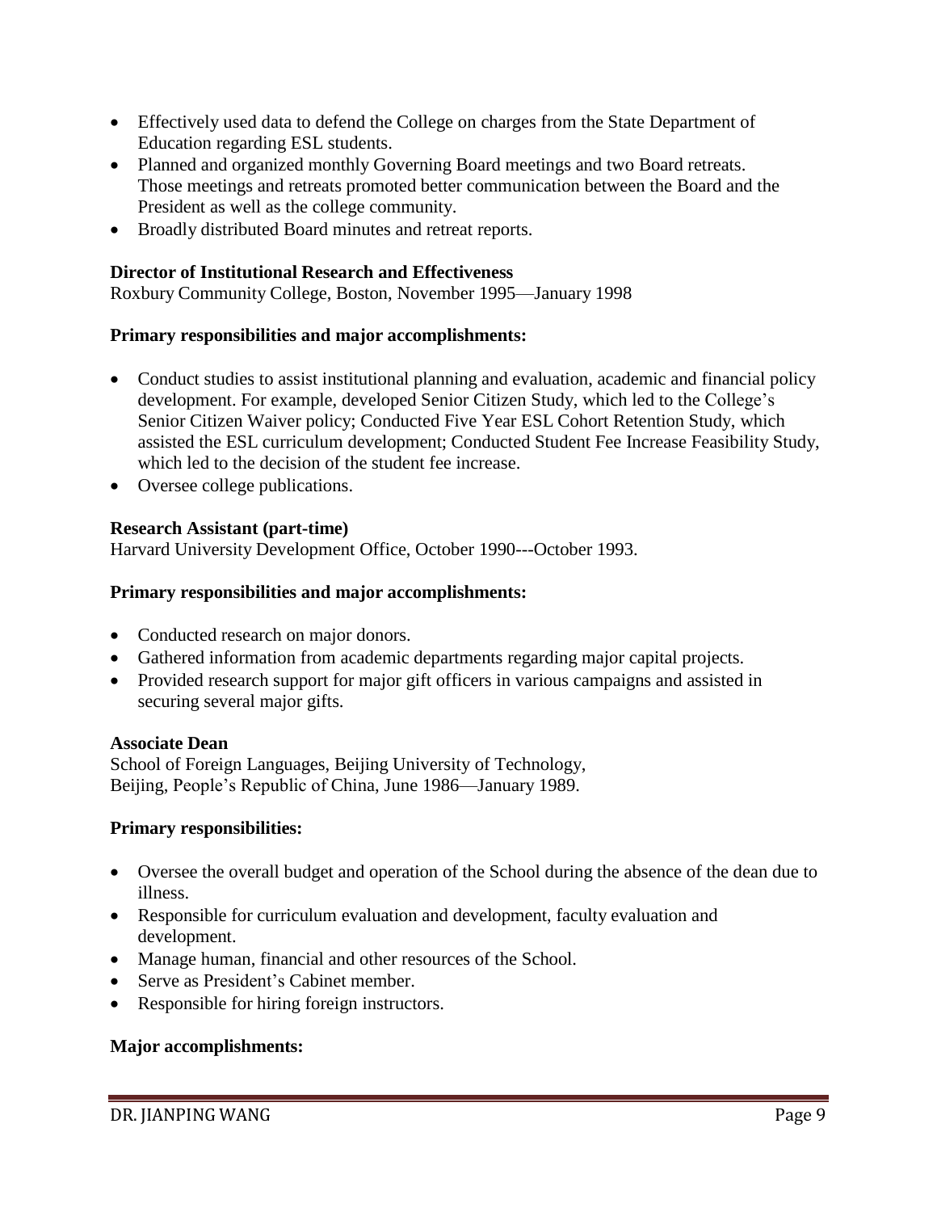- Effectively used data to defend the College on charges from the State Department of Education regarding ESL students.
- Planned and organized monthly Governing Board meetings and two Board retreats. Those meetings and retreats promoted better communication between the Board and the President as well as the college community.
- Broadly distributed Board minutes and retreat reports.

**Director of Institutional Research and Effectiveness**
Roxbury Community College, Boston, November 1995—January 1998

**Primary responsibilities and major accomplishments:**

- Conduct studies to assist institutional planning and evaluation, academic and financial policy development. For example, developed Senior Citizen Study, which led to the College's Senior Citizen Waiver policy; Conducted Five Year ESL Cohort Retention Study, which assisted the ESL curriculum development; Conducted Student Fee Increase Feasibility Study, which led to the decision of the student fee increase.
- Oversee college publications.

**Research Assistant (part-time)**
Harvard University Development Office, October 1990---October 1993.

**Primary responsibilities and major accomplishments:**

- Conducted research on major donors.
- Gathered information from academic departments regarding major capital projects.
- Provided research support for major gift officers in various campaigns and assisted in securing several major gifts.

**Associate Dean**
School of Foreign Languages, Beijing University of Technology,
Beijing, People's Republic of China, June 1986—January 1989.

**Primary responsibilities:**

- Oversee the overall budget and operation of the School during the absence of the dean due to illness.
- Responsible for curriculum evaluation and development, faculty evaluation and development.
- Manage human, financial and other resources of the School.
- Serve as President's Cabinet member.
- Responsible for hiring foreign instructors.

**Major accomplishments:**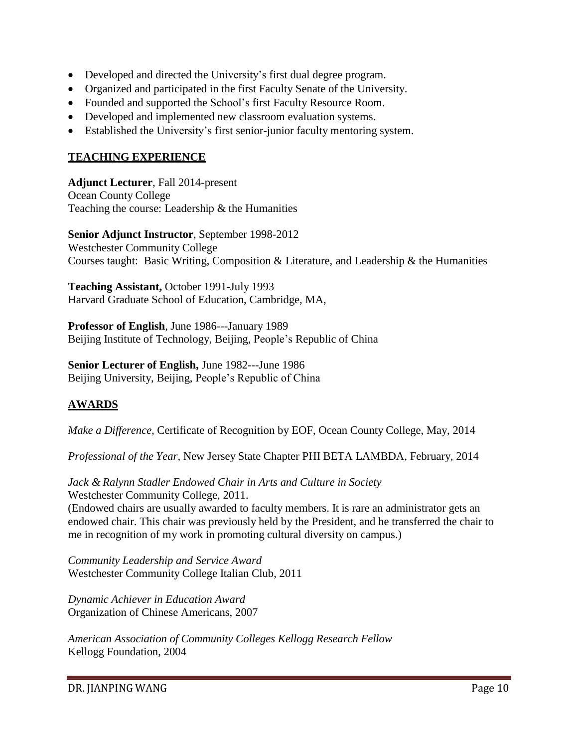- Developed and directed the University's first dual degree program.
- Organized and participated in the first Faculty Senate of the University.
- Founded and supported the School's first Faculty Resource Room.
- Developed and implemented new classroom evaluation systems.
- Established the University's first senior-junior faculty mentoring system.

## TEACHING EXPERIENCE

**Adjunct Lecturer**, Fall 2014-present
Ocean County College
Teaching the course: Leadership & the Humanities

**Senior Adjunct Instructor**, September 1998-2012
Westchester Community College
Courses taught: Basic Writing, Composition & Literature, and Leadership & the Humanities

**Teaching Assistant,** October 1991-July 1993
Harvard Graduate School of Education, Cambridge, MA,

**Professor of English**, June 1986---January 1989
Beijing Institute of Technology, Beijing, People's Republic of China

**Senior Lecturer of English,** June 1982---June 1986
Beijing University, Beijing, People's Republic of China

## AWARDS

*Make a Difference,* Certificate of Recognition by EOF, Ocean County College, May, 2014

*Professional of the Year*, New Jersey State Chapter PHI BETA LAMBDA, February, 2014

*Jack & Ralynn Stadler Endowed Chair in Arts and Culture in Society*
Westchester Community College, 2011.
(Endowed chairs are usually awarded to faculty members. It is rare an administrator gets an endowed chair. This chair was previously held by the President, and he transferred the chair to me in recognition of my work in promoting cultural diversity on campus.)

*Community Leadership and Service Award*
Westchester Community College Italian Club, 2011

*Dynamic Achiever in Education Award*
Organization of Chinese Americans, 2007

*American Association of Community Colleges Kellogg Research Fellow*
Kellogg Foundation, 2004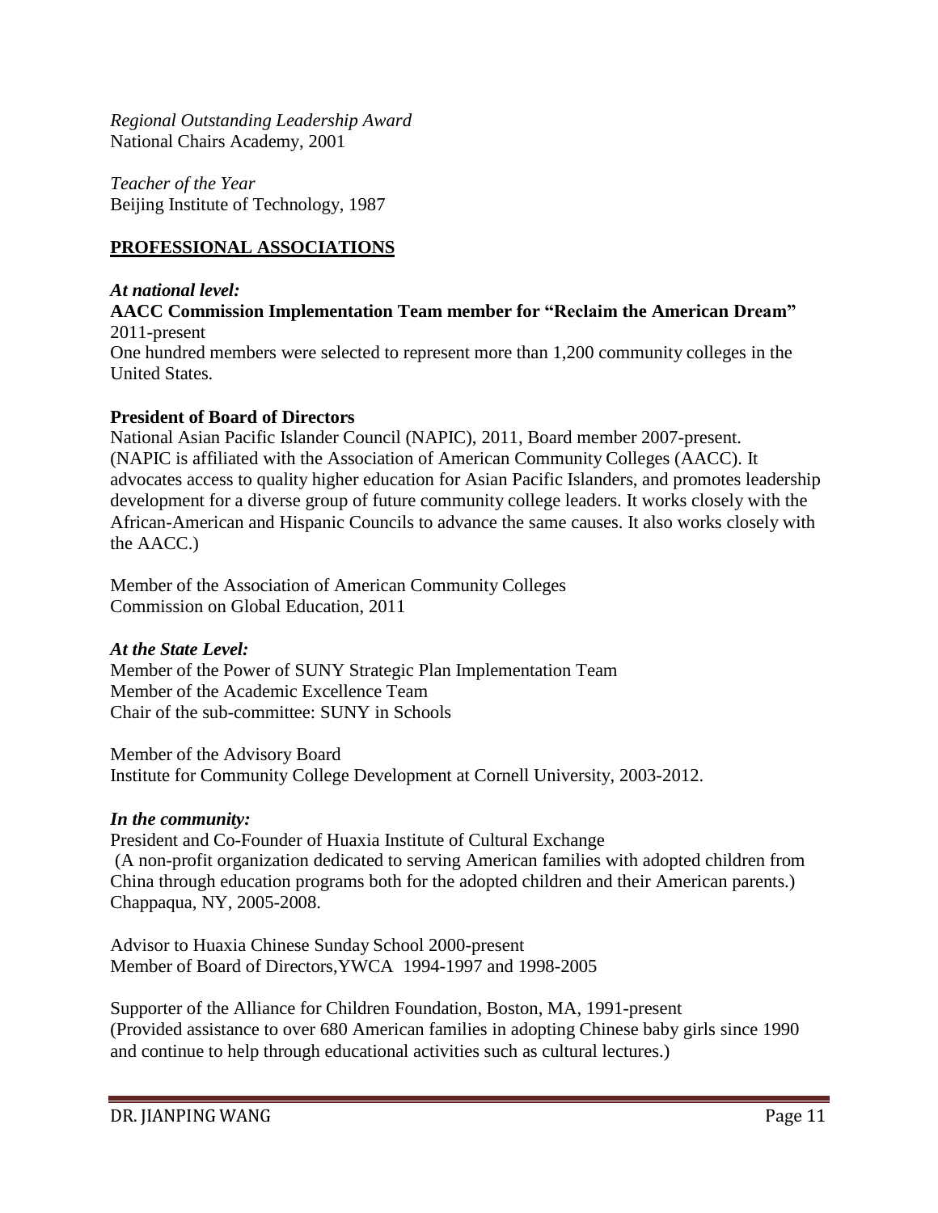*Regional Outstanding Leadership Award*
National Chairs Academy, 2001

*Teacher of the Year*
Beijing Institute of Technology, 1987

## PROFESSIONAL ASSOCIATIONS

***At national level:***

**AACC Commission Implementation Team member for "Reclaim the American Dream"**
2011-present
One hundred members were selected to represent more than 1,200 community colleges in the United States.

**President of Board of Directors**
National Asian Pacific Islander Council (NAPIC), 2011, Board member 2007-present. (NAPIC is affiliated with the Association of American Community Colleges (AACC). It advocates access to quality higher education for Asian Pacific Islanders, and promotes leadership development for a diverse group of future community college leaders. It works closely with the African-American and Hispanic Councils to advance the same causes. It also works closely with the AACC.)

Member of the Association of American Community Colleges
Commission on Global Education, 2011

***At the State Level:***

Member of the Power of SUNY Strategic Plan Implementation Team
Member of the Academic Excellence Team
Chair of the sub-committee: SUNY in Schools

Member of the Advisory Board
Institute for Community College Development at Cornell University, 2003-2012.

***In the community:***

President and Co-Founder of Huaxia Institute of Cultural Exchange
(A non-profit organization dedicated to serving American families with adopted children from China through education programs both for the adopted children and their American parents.) Chappaqua, NY, 2005-2008.

Advisor to Huaxia Chinese Sunday School 2000-present
Member of Board of Directors,YWCA 1994-1997 and 1998-2005

Supporter of the Alliance for Children Foundation, Boston, MA, 1991-present
(Provided assistance to over 680 American families in adopting Chinese baby girls since 1990 and continue to help through educational activities such as cultural lectures.)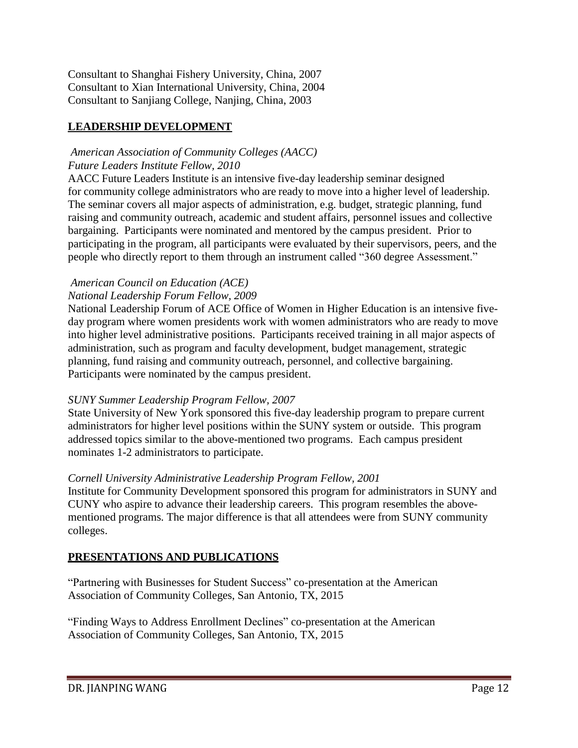Consultant to Shanghai Fishery University, China, 2007
Consultant to Xian International University, China, 2004
Consultant to Sanjiang College, Nanjing, China, 2003

## LEADERSHIP DEVELOPMENT

*American Association of Community Colleges (AACC)*
*Future Leaders Institute Fellow, 2010*

AACC Future Leaders Institute is an intensive five-day leadership seminar designed for community college administrators who are ready to move into a higher level of leadership. The seminar covers all major aspects of administration, e.g. budget, strategic planning, fund raising and community outreach, academic and student affairs, personnel issues and collective bargaining. Participants were nominated and mentored by the campus president. Prior to participating in the program, all participants were evaluated by their supervisors, peers, and the people who directly report to them through an instrument called "360 degree Assessment."

*American Council on Education (ACE)*
*National Leadership Forum Fellow, 2009*

National Leadership Forum of ACE Office of Women in Higher Education is an intensive five-day program where women presidents work with women administrators who are ready to move into higher level administrative positions. Participants received training in all major aspects of administration, such as program and faculty development, budget management, strategic planning, fund raising and community outreach, personnel, and collective bargaining. Participants were nominated by the campus president.

*SUNY Summer Leadership Program Fellow, 2007*

State University of New York sponsored this five-day leadership program to prepare current administrators for higher level positions within the SUNY system or outside. This program addressed topics similar to the above-mentioned two programs. Each campus president nominates 1-2 administrators to participate.

*Cornell University Administrative Leadership Program Fellow, 2001*

Institute for Community Development sponsored this program for administrators in SUNY and CUNY who aspire to advance their leadership careers. This program resembles the above-mentioned programs. The major difference is that all attendees were from SUNY community colleges.

## PRESENTATIONS AND PUBLICATIONS

"Partnering with Businesses for Student Success" co-presentation at the American Association of Community Colleges, San Antonio, TX, 2015

"Finding Ways to Address Enrollment Declines" co-presentation at the American Association of Community Colleges, San Antonio, TX, 2015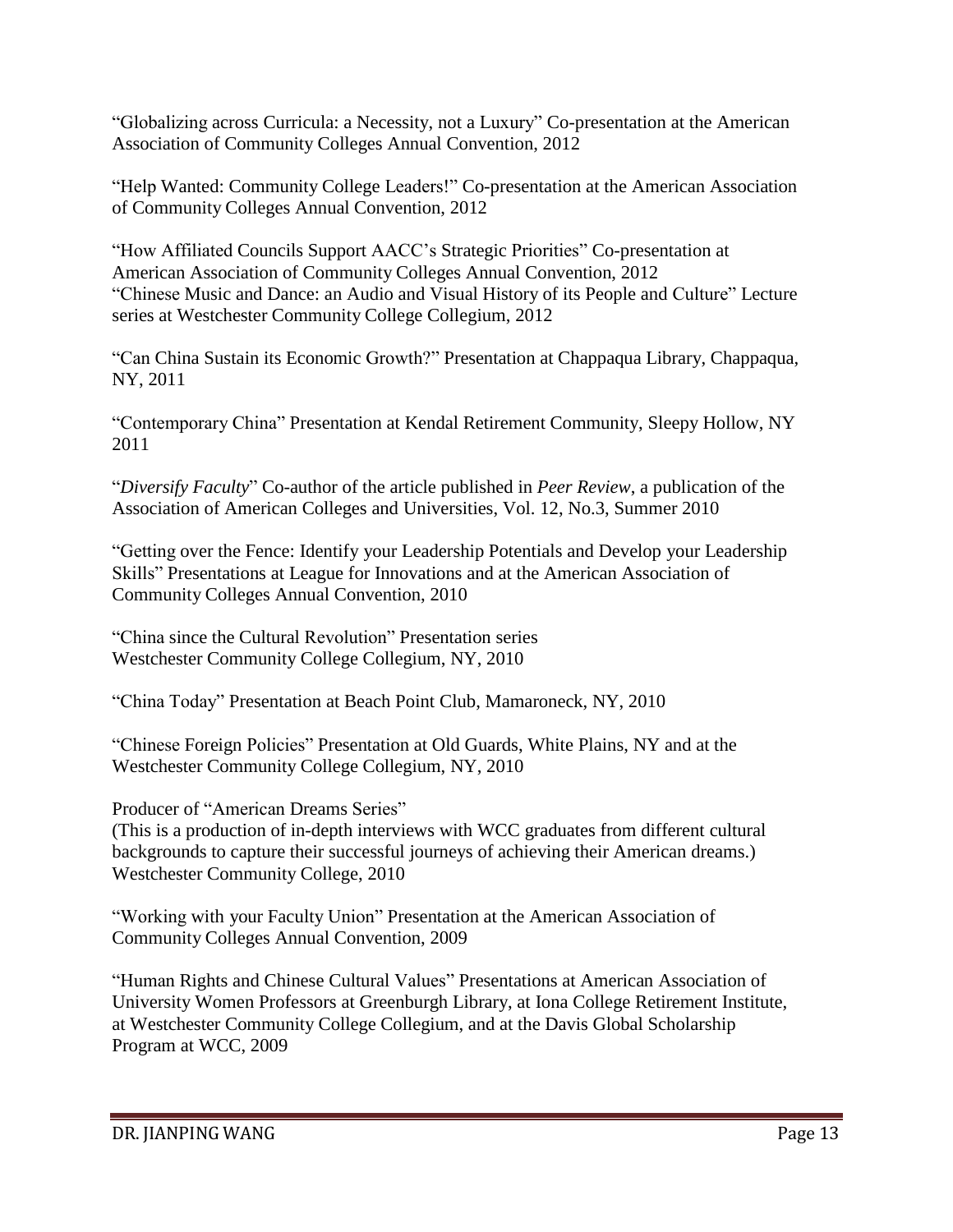“Globalizing across Curricula: a Necessity, not a Luxury” Co-presentation at the American Association of Community Colleges Annual Convention, 2012

“Help Wanted: Community College Leaders!” Co-presentation at the American Association of Community Colleges Annual Convention, 2012

“How Affiliated Councils Support AACC’s Strategic Priorities” Co-presentation at American Association of Community Colleges Annual Convention, 2012
“Chinese Music and Dance: an Audio and Visual History of its People and Culture” Lecture series at Westchester Community College Collegium, 2012

“Can China Sustain its Economic Growth?” Presentation at Chappaqua Library, Chappaqua, NY, 2011

“Contemporary China” Presentation at Kendal Retirement Community, Sleepy Hollow, NY 2011

“*Diversify Faculty*” Co-author of the article published in *Peer Review*, a publication of the Association of American Colleges and Universities, Vol. 12, No.3, Summer 2010

“Getting over the Fence: Identify your Leadership Potentials and Develop your Leadership Skills” Presentations at League for Innovations and at the American Association of Community Colleges Annual Convention, 2010

“China since the Cultural Revolution” Presentation series
Westchester Community College Collegium, NY, 2010

“China Today” Presentation at Beach Point Club, Mamaroneck, NY, 2010

“Chinese Foreign Policies” Presentation at Old Guards, White Plains, NY and at the Westchester Community College Collegium, NY, 2010

Producer of “American Dreams Series”
(This is a production of in-depth interviews with WCC graduates from different cultural backgrounds to capture their successful journeys of achieving their American dreams.) Westchester Community College, 2010

“Working with your Faculty Union” Presentation at the American Association of Community Colleges Annual Convention, 2009

“Human Rights and Chinese Cultural Values” Presentations at American Association of University Women Professors at Greenburgh Library, at Iona College Retirement Institute, at Westchester Community College Collegium, and at the Davis Global Scholarship Program at WCC, 2009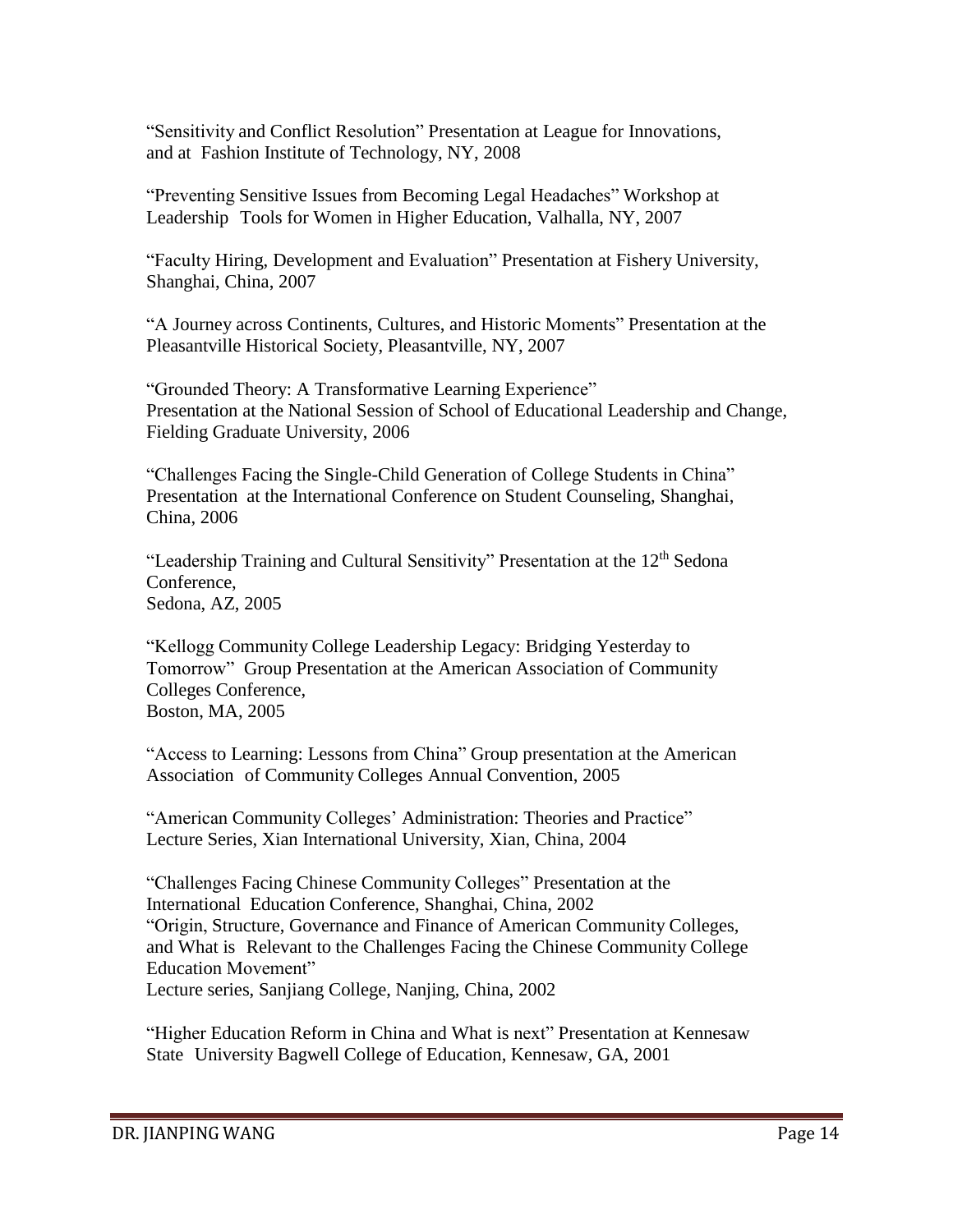"Sensitivity and Conflict Resolution" Presentation at League for Innovations, and at Fashion Institute of Technology, NY, 2008

"Preventing Sensitive Issues from Becoming Legal Headaches" Workshop at Leadership Tools for Women in Higher Education, Valhalla, NY, 2007

"Faculty Hiring, Development and Evaluation" Presentation at Fishery University, Shanghai, China, 2007

"A Journey across Continents, Cultures, and Historic Moments" Presentation at the Pleasantville Historical Society, Pleasantville, NY, 2007

"Grounded Theory: A Transformative Learning Experience" Presentation at the National Session of School of Educational Leadership and Change, Fielding Graduate University, 2006

"Challenges Facing the Single-Child Generation of College Students in China" Presentation at the International Conference on Student Counseling, Shanghai, China, 2006

"Leadership Training and Cultural Sensitivity" Presentation at the 12th Sedona Conference, Sedona, AZ, 2005

"Kellogg Community College Leadership Legacy: Bridging Yesterday to Tomorrow" Group Presentation at the American Association of Community Colleges Conference, Boston, MA, 2005

"Access to Learning: Lessons from China" Group presentation at the American Association of Community Colleges Annual Convention, 2005

"American Community Colleges' Administration: Theories and Practice" Lecture Series, Xian International University, Xian, China, 2004

"Challenges Facing Chinese Community Colleges" Presentation at the International Education Conference, Shanghai, China, 2002

"Origin, Structure, Governance and Finance of American Community Colleges, and What is Relevant to the Challenges Facing the Chinese Community College Education Movement" Lecture series, Sanjiang College, Nanjing, China, 2002

"Higher Education Reform in China and What is next" Presentation at Kennesaw State University Bagwell College of Education, Kennesaw, GA, 2001